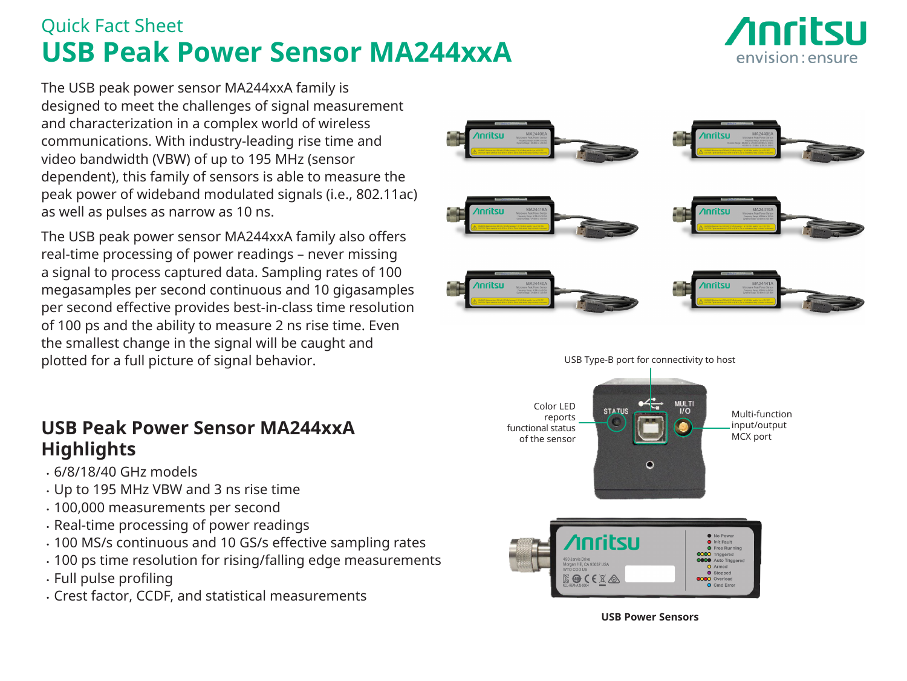Quick Fact Sheet

# USB Peak Power Sensor MA244xxA

The USB peak power sensor MA244xxA family is designed to meet the challenges of signal measurement and characterization in a complex world of wireless communications. With industry-leading rise time and video bandwidth (VBW) of up to 195 MHz (sensor dependent), this family of sensors is able to measure the peak power of wideband modulated signals (i.e., 802.11ac) as well as pulses as narrow as 10 ns.

The USB peak power sensor MA244xxA family also offers real-time processing of power readings – never missing a signal to process captured data. Sampling rates of 100 megasamples per second continuous and 10 gigasamples per second effective provides best-in-class time resolution of 100 ps and the ability to measure 2 ns rise time. Even the smallest change in the signal will be caught and plotted for a full picture of signal behavior.

## USB Peak Power Sensor MA244xxA Highlights

- 6/8/18/40 GHz models
- Up to 195 MHz VBW and 3 ns rise time
- 100,000 measurements per second
- Real-time processing of power readings
- 100 MS/s continuous and 10 GS/s effective sampling rates
- 100 ps time resolution for rising/falling edge measurements
- Full pulse profiling
- Crest factor, CCDF, and statistical measurements

USB Type-B port for connectivity to host

Color LED reports functional status of the sensor

Multi-function input/output MCX port

**USB Power Sensors**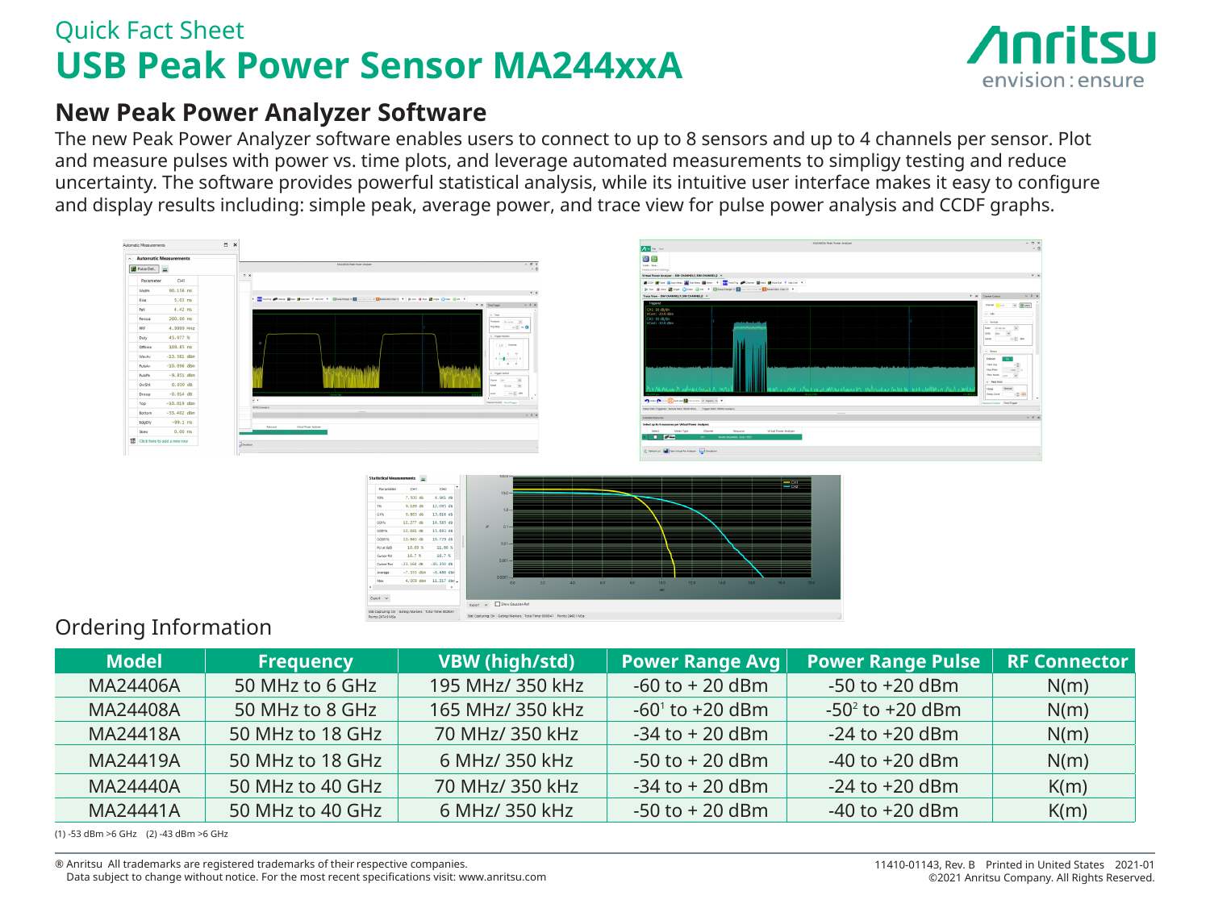Quick Fact Sheet

# USB Peak Power Sensor MA244xxA

## New Peak Power Analyzer Software

The new Peak Power Analyzer software enables users to connect to up to 8 sensors and up to 4 channels per sensor. Plot and measure pulses with power vs. time plots, and leverage automated measurements to simpligy testing and reduce uncertainty. The software provides powerful statistical analysis, while its intuitive user interface makes it easy to configure and display results including: simple peak, average power, and trace view for pulse power analysis and CCDF graphs.

## Ordering Information

| Model | Frequency | VBW (high/std) | Power Range Avg | Power Range Pulse | RF Connector |
|---|---|---|---|---|---|
| MA24406A | 50 MHz to 6 GHz | 195 MHz/ 350 kHz | -60 to + 20 dBm | -50 to +20 dBm | N(m) |
| MA24408A | 50 MHz to 8 GHz | 165 MHz/ 350 kHz | -60[1] to +20 dBm | -50[2] to +20 dBm | N(m) |
| MA24418A | 50 MHz to 18 GHz | 70 MHz/ 350 kHz | -34 to + 20 dBm | -24 to +20 dBm | N(m) |
| MA24419A | 50 MHz to 18 GHz | 6 MHz/ 350 kHz | -50 to + 20 dBm | -40 to +20 dBm | N(m) |
| MA24440A | 50 MHz to 40 GHz | 70 MHz/ 350 kHz | -34 to + 20 dBm | -24 to +20 dBm | K(m) |
| MA24441A | 50 MHz to 40 GHz | 6 MHz/ 350 kHz | -50 to + 20 dBm | -40 to +20 dBm | K(m) |

(1) -53 dBm >6 GHz (2) -43 dBm >6 GHz

® Anritsu All trademarks are registered trademarks of their respective companies.
Data subject to change without notice. For the most recent specifications visit: www.anritsu.com

11410-01143, Rev. B Printed in United States 2021-01
©2021 Anritsu Company. All Rights Reserved.